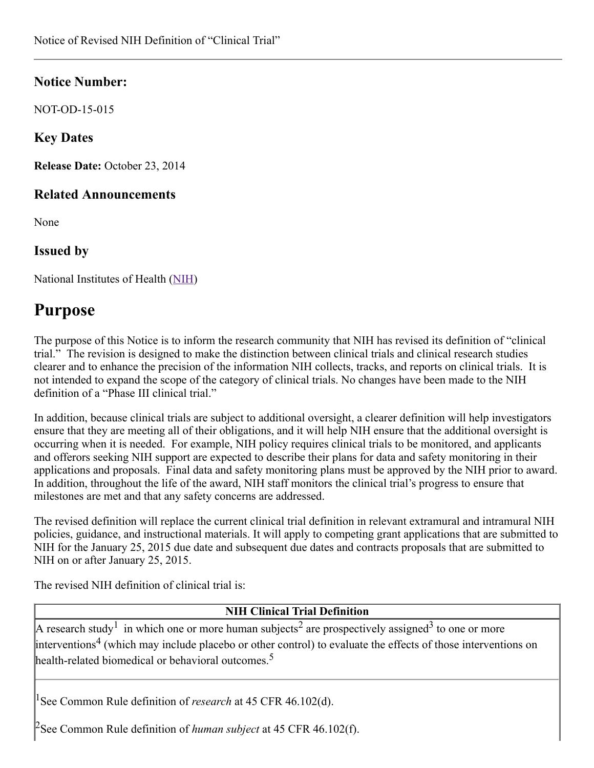Notice of Revised NIH Definition of "Clinical Trial"

## Notice Number:

NOT-OD-15-015

## Key Dates

**Release Date:** October 23, 2014

## Related Announcements

None

## Issued by

National Institutes of Health (NIH)

# Purpose

The purpose of this Notice is to inform the research community that NIH has revised its definition of "clinical trial." The revision is designed to make the distinction between clinical trials and clinical research studies clearer and to enhance the precision of the information NIH collects, tracks, and reports on clinical trials. It is not intended to expand the scope of the category of clinical trials. No changes have been made to the NIH definition of a "Phase III clinical trial."

In addition, because clinical trials are subject to additional oversight, a clearer definition will help investigators ensure that they are meeting all of their obligations, and it will help NIH ensure that the additional oversight is occurring when it is needed. For example, NIH policy requires clinical trials to be monitored, and applicants and offerors seeking NIH support are expected to describe their plans for data and safety monitoring in their applications and proposals. Final data and safety monitoring plans must be approved by the NIH prior to award. In addition, throughout the life of the award, NIH staff monitors the clinical trial's progress to ensure that milestones are met and that any safety concerns are addressed.

The revised definition will replace the current clinical trial definition in relevant extramural and intramural NIH policies, guidance, and instructional materials. It will apply to competing grant applications that are submitted to NIH for the January 25, 2015 due date and subsequent due dates and contracts proposals that are submitted to NIH on or after January 25, 2015.

The revised NIH definition of clinical trial is:

| NIH Clinical Trial Definition |
|---|
| A research study[1] in which one or more human subjects[2] are prospectively assigned[3] to one or more interventions[4] (which may include placebo or other control) to evaluate the effects of those interventions on health-related biomedical or behavioral outcomes.[5] |
| [1]See Common Rule definition of *research* at 45 CFR 46.102(d).<br><br>[2]See Common Rule definition of *human subject* at 45 CFR 46.102(f). |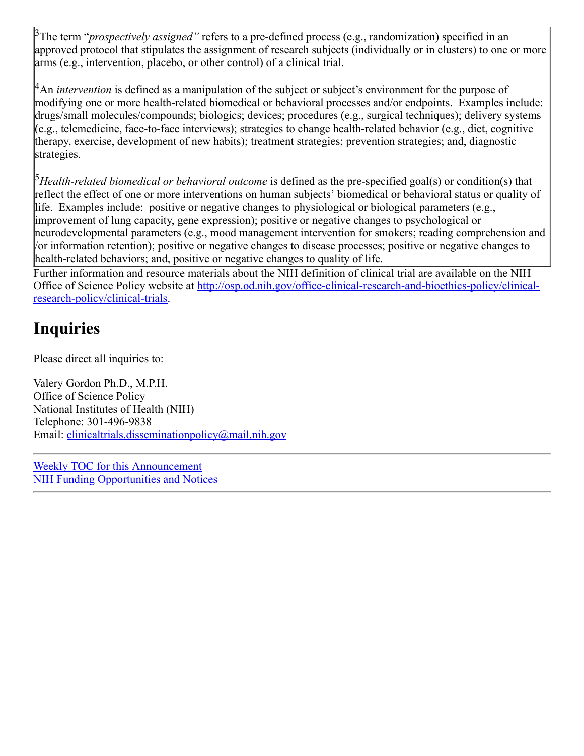[3]The term "*prospectively assigned"* refers to a pre-defined process (e.g., randomization) specified in an approved protocol that stipulates the assignment of research subjects (individually or in clusters) to one or more arms (e.g., intervention, placebo, or other control) of a clinical trial.

[4]An *intervention* is defined as a manipulation of the subject or subject's environment for the purpose of modifying one or more health-related biomedical or behavioral processes and/or endpoints. Examples include: drugs/small molecules/compounds; biologics; devices; procedures (e.g., surgical techniques); delivery systems (e.g., telemedicine, face-to-face interviews); strategies to change health-related behavior (e.g., diet, cognitive therapy, exercise, development of new habits); treatment strategies; prevention strategies; and, diagnostic strategies.

[5]*Health-related biomedical or behavioral outcome* is defined as the pre-specified goal(s) or condition(s) that reflect the effect of one or more interventions on human subjects' biomedical or behavioral status or quality of life. Examples include: positive or negative changes to physiological or biological parameters (e.g., improvement of lung capacity, gene expression); positive or negative changes to psychological or neurodevelopmental parameters (e.g., mood management intervention for smokers; reading comprehension and /or information retention); positive or negative changes to disease processes; positive or negative changes to health-related behaviors; and, positive or negative changes to quality of life.

Further information and resource materials about the NIH definition of clinical trial are available on the NIH Office of Science Policy website at [http://osp.od.nih.gov/office-clinical-research-and-bioethics-policy/clinical-research-policy/clinical-trials](http://osp.od.nih.gov/office-clinical-research-and-bioethics-policy/clinical-research-policy/clinical-trials).

## Inquiries

Please direct all inquiries to:

Valery Gordon Ph.D., M.P.H.
Office of Science Policy
National Institutes of Health (NIH)
Telephone: 301-496-9838
Email: [clinicaltrials.disseminationpolicy@mail.nih.gov](mailto:clinicaltrials.disseminationpolicy@mail.nih.gov)

---

[Weekly TOC for this Announcement]()
[NIH Funding Opportunities and Notices]()

---